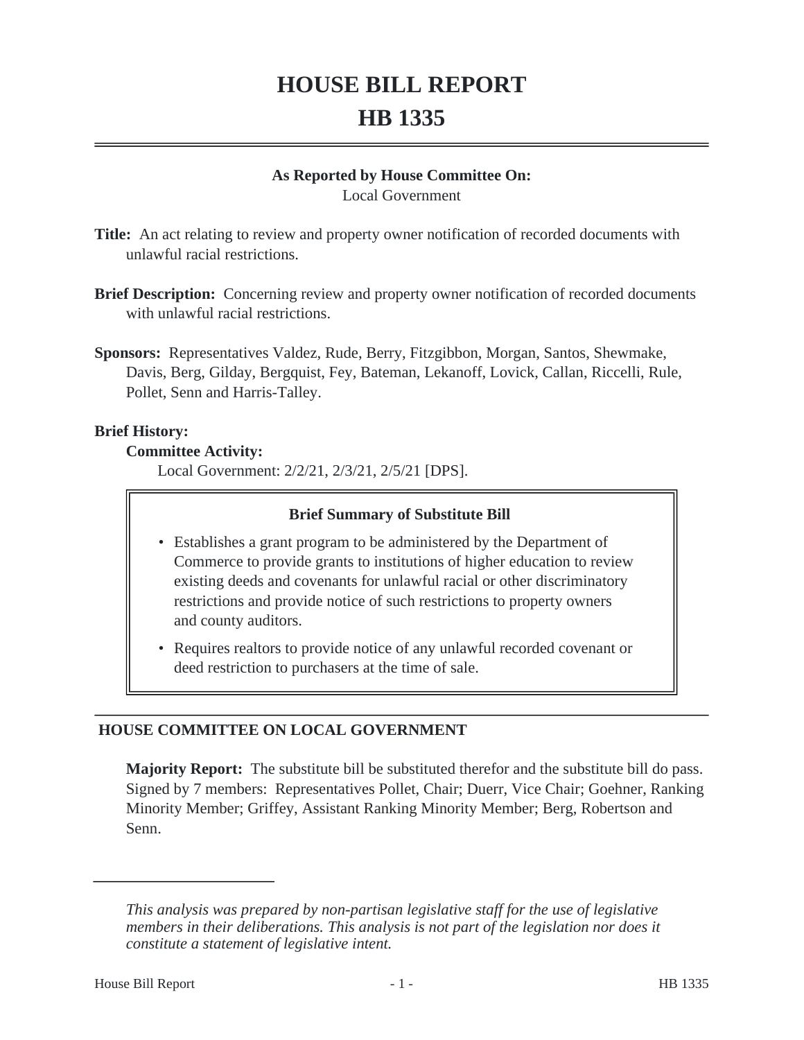# HOUSE BILL REPORT
# HB 1335

**As Reported by House Committee On:**
Local Government

**Title:** An act relating to review and property owner notification of recorded documents with unlawful racial restrictions.

**Brief Description:** Concerning review and property owner notification of recorded documents with unlawful racial restrictions.

**Sponsors:** Representatives Valdez, Rude, Berry, Fitzgibbon, Morgan, Santos, Shewmake, Davis, Berg, Gilday, Bergquist, Fey, Bateman, Lekanoff, Lovick, Callan, Riccelli, Rule, Pollet, Senn and Harris-Talley.

**Brief History:**

**Committee Activity:**

Local Government: 2/2/21, 2/3/21, 2/5/21 [DPS].

**Brief Summary of Substitute Bill**

- Establishes a grant program to be administered by the Department of Commerce to provide grants to institutions of higher education to review existing deeds and covenants for unlawful racial or other discriminatory restrictions and provide notice of such restrictions to property owners and county auditors.
- Requires realtors to provide notice of any unlawful recorded covenant or deed restriction to purchasers at the time of sale.

## HOUSE COMMITTEE ON LOCAL GOVERNMENT

**Majority Report:** The substitute bill be substituted therefor and the substitute bill do pass. Signed by 7 members: Representatives Pollet, Chair; Duerr, Vice Chair; Goehner, Ranking Minority Member; Griffey, Assistant Ranking Minority Member; Berg, Robertson and Senn.

---

*This analysis was prepared by non-partisan legislative staff for the use of legislative members in their deliberations. This analysis is not part of the legislation nor does it constitute a statement of legislative intent.*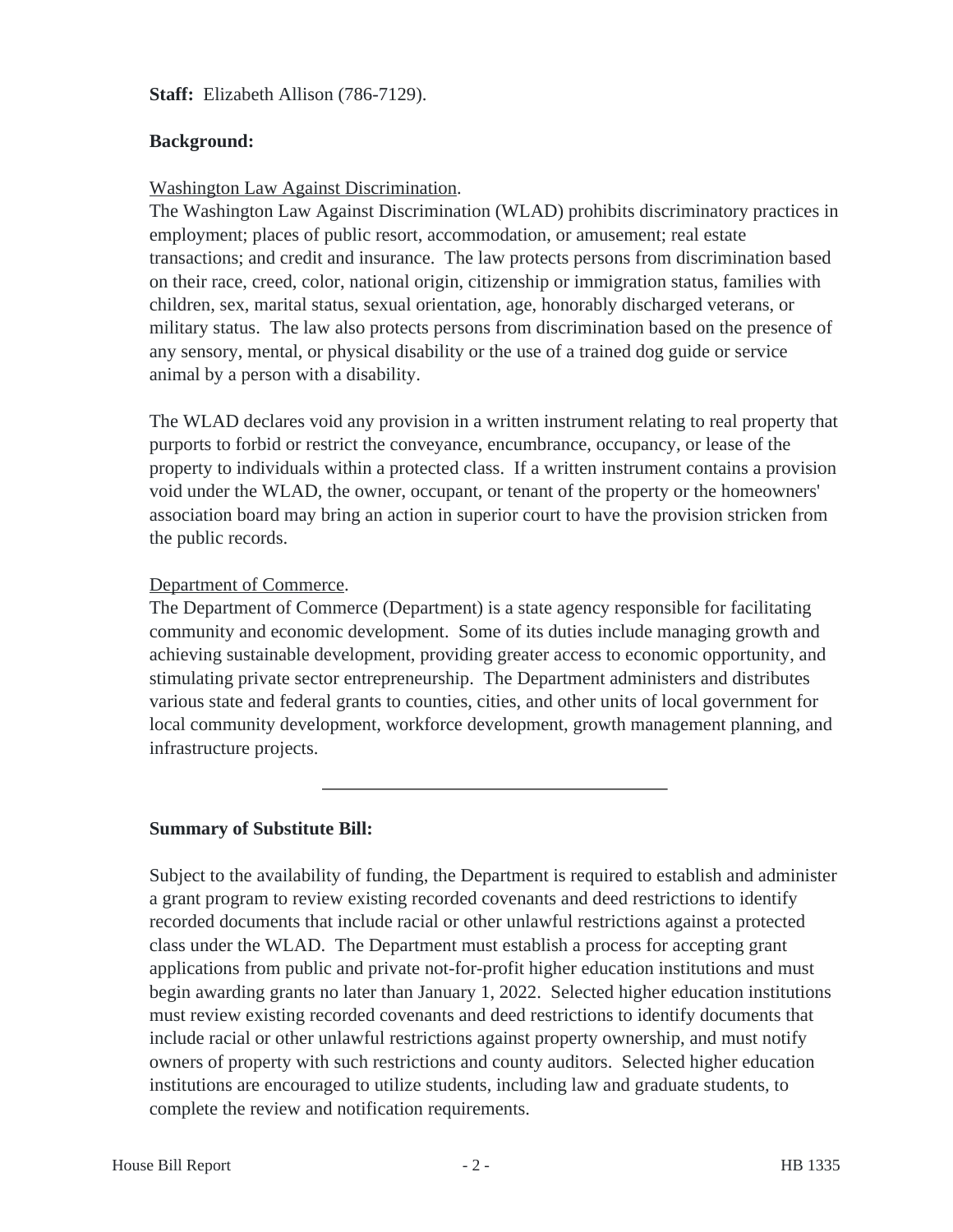**Staff:** Elizabeth Allison (786-7129).

**Background:**

Washington Law Against Discrimination.

The Washington Law Against Discrimination (WLAD) prohibits discriminatory practices in employment; places of public resort, accommodation, or amusement; real estate transactions; and credit and insurance. The law protects persons from discrimination based on their race, creed, color, national origin, citizenship or immigration status, families with children, sex, marital status, sexual orientation, age, honorably discharged veterans, or military status. The law also protects persons from discrimination based on the presence of any sensory, mental, or physical disability or the use of a trained dog guide or service animal by a person with a disability.

The WLAD declares void any provision in a written instrument relating to real property that purports to forbid or restrict the conveyance, encumbrance, occupancy, or lease of the property to individuals within a protected class. If a written instrument contains a provision void under the WLAD, the owner, occupant, or tenant of the property or the homeowners' association board may bring an action in superior court to have the provision stricken from the public records.

Department of Commerce.

The Department of Commerce (Department) is a state agency responsible for facilitating community and economic development. Some of its duties include managing growth and achieving sustainable development, providing greater access to economic opportunity, and stimulating private sector entrepreneurship. The Department administers and distributes various state and federal grants to counties, cities, and other units of local government for local community development, workforce development, growth management planning, and infrastructure projects.

---

**Summary of Substitute Bill:**

Subject to the availability of funding, the Department is required to establish and administer a grant program to review existing recorded covenants and deed restrictions to identify recorded documents that include racial or other unlawful restrictions against a protected class under the WLAD. The Department must establish a process for accepting grant applications from public and private not-for-profit higher education institutions and must begin awarding grants no later than January 1, 2022. Selected higher education institutions must review existing recorded covenants and deed restrictions to identify documents that include racial or other unlawful restrictions against property ownership, and must notify owners of property with such restrictions and county auditors. Selected higher education institutions are encouraged to utilize students, including law and graduate students, to complete the review and notification requirements.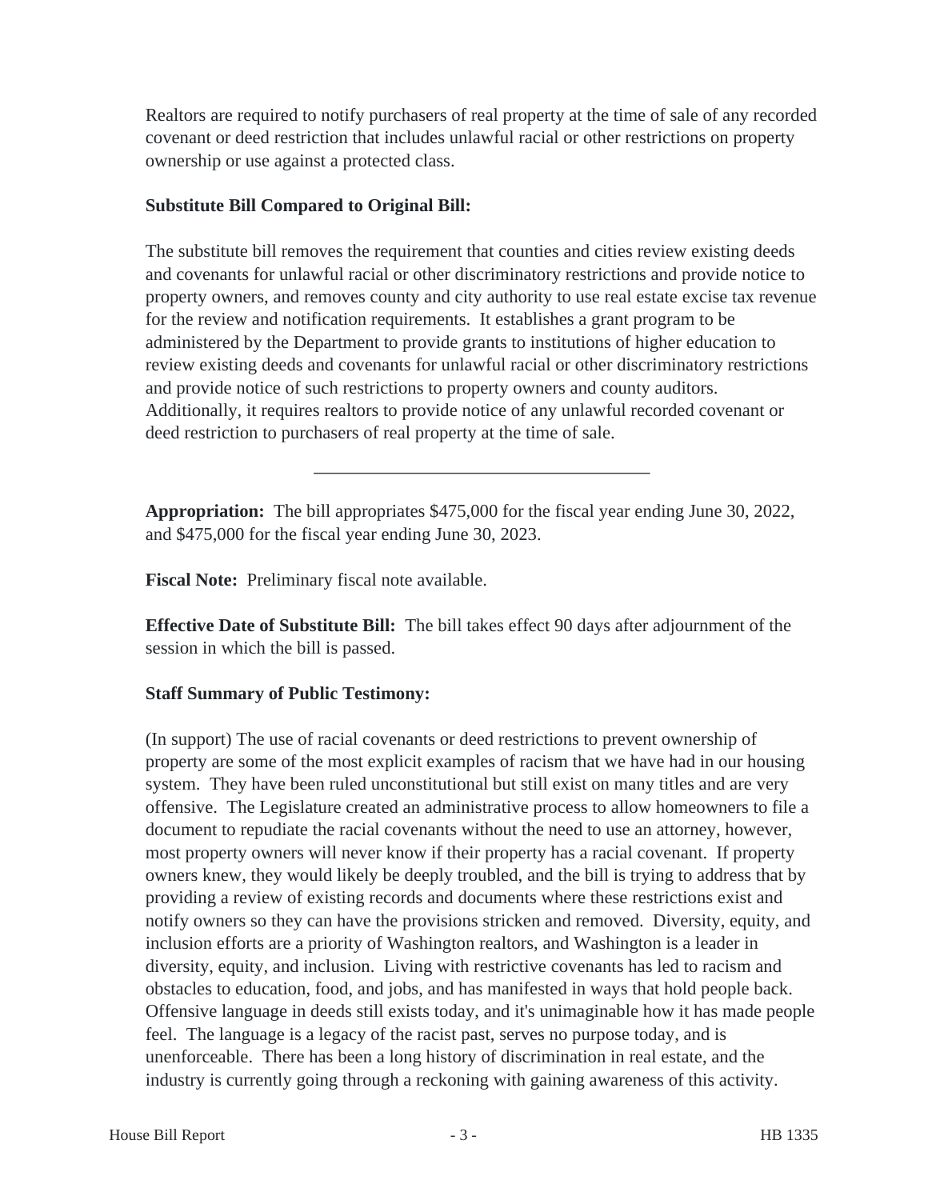Realtors are required to notify purchasers of real property at the time of sale of any recorded covenant or deed restriction that includes unlawful racial or other restrictions on property ownership or use against a protected class.

**Substitute Bill Compared to Original Bill:**

The substitute bill removes the requirement that counties and cities review existing deeds and covenants for unlawful racial or other discriminatory restrictions and provide notice to property owners, and removes county and city authority to use real estate excise tax revenue for the review and notification requirements. It establishes a grant program to be administered by the Department to provide grants to institutions of higher education to review existing deeds and covenants for unlawful racial or other discriminatory restrictions and provide notice of such restrictions to property owners and county auditors. Additionally, it requires realtors to provide notice of any unlawful recorded covenant or deed restriction to purchasers of real property at the time of sale.

---

**Appropriation:** The bill appropriates $475,000 for the fiscal year ending June 30, 2022, and $475,000 for the fiscal year ending June 30, 2023.

**Fiscal Note:** Preliminary fiscal note available.

**Effective Date of Substitute Bill:** The bill takes effect 90 days after adjournment of the session in which the bill is passed.

**Staff Summary of Public Testimony:**

(In support) The use of racial covenants or deed restrictions to prevent ownership of property are some of the most explicit examples of racism that we have had in our housing system. They have been ruled unconstitutional but still exist on many titles and are very offensive. The Legislature created an administrative process to allow homeowners to file a document to repudiate the racial covenants without the need to use an attorney, however, most property owners will never know if their property has a racial covenant. If property owners knew, they would likely be deeply troubled, and the bill is trying to address that by providing a review of existing records and documents where these restrictions exist and notify owners so they can have the provisions stricken and removed. Diversity, equity, and inclusion efforts are a priority of Washington realtors, and Washington is a leader in diversity, equity, and inclusion. Living with restrictive covenants has led to racism and obstacles to education, food, and jobs, and has manifested in ways that hold people back. Offensive language in deeds still exists today, and it's unimaginable how it has made people feel. The language is a legacy of the racist past, serves no purpose today, and is unenforceable. There has been a long history of discrimination in real estate, and the industry is currently going through a reckoning with gaining awareness of this activity.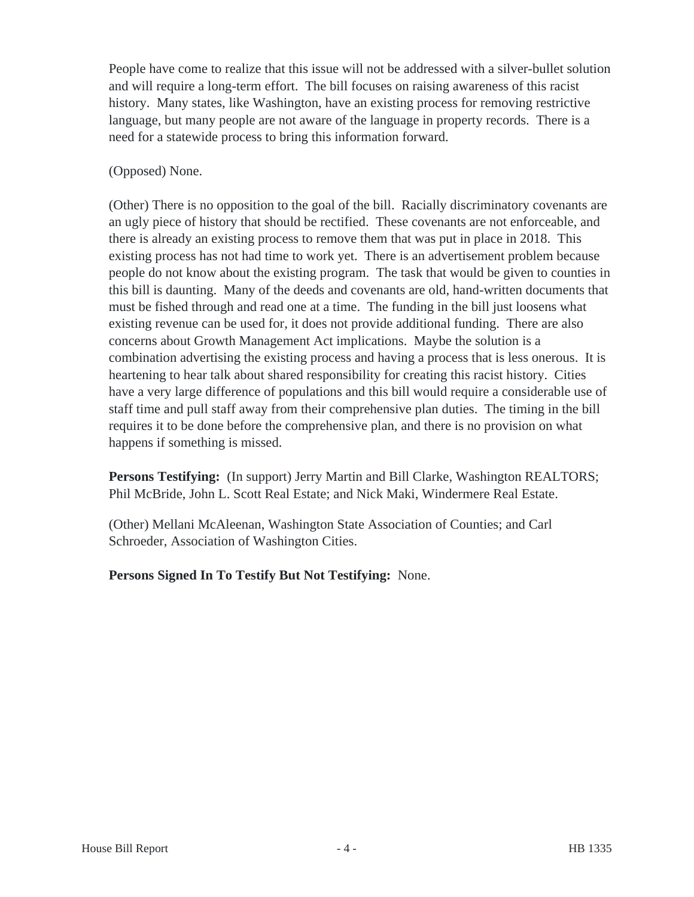People have come to realize that this issue will not be addressed with a silver-bullet solution and will require a long-term effort. The bill focuses on raising awareness of this racist history. Many states, like Washington, have an existing process for removing restrictive language, but many people are not aware of the language in property records. There is a need for a statewide process to bring this information forward.

(Opposed) None.

(Other) There is no opposition to the goal of the bill. Racially discriminatory covenants are an ugly piece of history that should be rectified. These covenants are not enforceable, and there is already an existing process to remove them that was put in place in 2018. This existing process has not had time to work yet. There is an advertisement problem because people do not know about the existing program. The task that would be given to counties in this bill is daunting. Many of the deeds and covenants are old, hand-written documents that must be fished through and read one at a time. The funding in the bill just loosens what existing revenue can be used for, it does not provide additional funding. There are also concerns about Growth Management Act implications. Maybe the solution is a combination advertising the existing process and having a process that is less onerous. It is heartening to hear talk about shared responsibility for creating this racist history. Cities have a very large difference of populations and this bill would require a considerable use of staff time and pull staff away from their comprehensive plan duties. The timing in the bill requires it to be done before the comprehensive plan, and there is no provision on what happens if something is missed.

**Persons Testifying:** (In support) Jerry Martin and Bill Clarke, Washington REALTORS; Phil McBride, John L. Scott Real Estate; and Nick Maki, Windermere Real Estate.

(Other) Mellani McAleenan, Washington State Association of Counties; and Carl Schroeder, Association of Washington Cities.

**Persons Signed In To Testify But Not Testifying:** None.